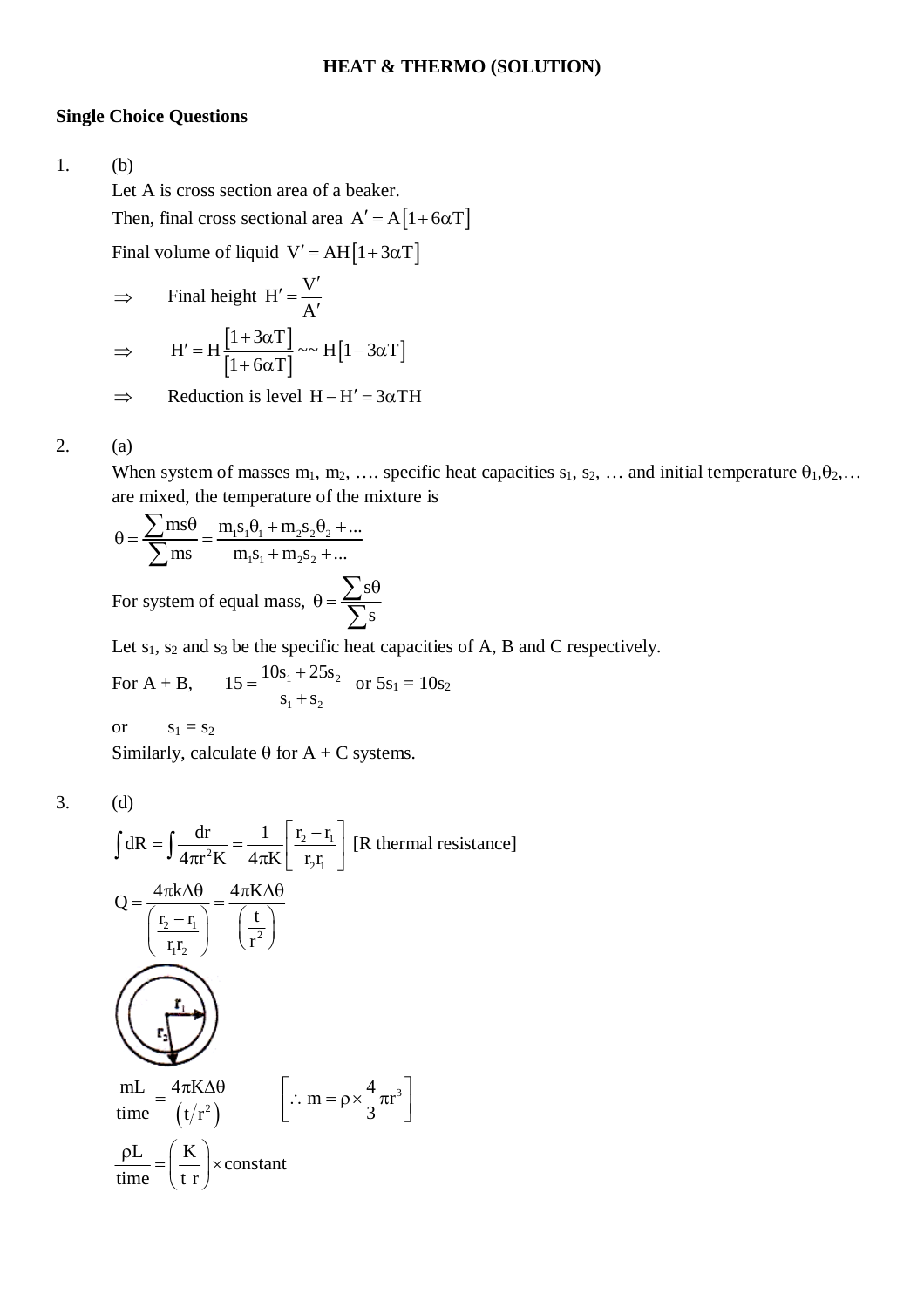**HEAT & THERMO (SOLUTION)**

**Single Choice Questions**

1. (b)

Let A is cross section area of a beaker.

Then, final cross sectional area $A' = A[1+6\alpha T]$

Final volume of liquid $V' = AH[1+3\alpha T]$

$\Rightarrow$ Final height $H' = \frac{V'}{A'}$

$\Rightarrow$ $H' = H\frac{[1+3\alpha T]}{[1+6\alpha T]} \sim\sim H[1-3\alpha T]$

$\Rightarrow$ Reduction is level $H - H' = 3\alpha TH$

2. (a)

When system of masses $m_1$, $m_2$, …. specific heat capacities $s_1$, $s_2$, … and initial temperature $\theta_1$,$\theta_2$,… are mixed, the temperature of the mixture is

$$\theta = \frac{\sum ms\theta}{\sum ms} = \frac{m_1s_1\theta_1 + m_2s_2\theta_2 + ...}{m_1s_1 + m_2s_2 + ...}$$

For system of equal mass, $\theta = \frac{\sum s\theta}{\sum s}$

Let $s_1$, $s_2$ and $s_3$ be the specific heat capacities of A, B and C respectively.

For A + B, $15 = \frac{10s_1 + 25s_2}{s_1 + s_2}$ or $5s_1 = 10s_2$

or $s_1 = s_2$

Similarly, calculate $\theta$ for A + C systems.

3. (d)

$$\int dR = \int \frac{dr}{4\pi r^2 K} = \frac{1}{4\pi K}\left[\frac{r_2 - r_1}{r_2 r_1}\right] \text{ [R thermal resistance]}$$

$$Q = \frac{4\pi k\Delta\theta}{\left(\frac{r_2 - r_1}{r_1 r_2}\right)} = \frac{4\pi K\Delta\theta}{\left(\frac{t}{r^2}\right)}$$

$$\frac{mL}{\text{time}} = \frac{4\pi K\Delta\theta}{\left(t/r^2\right)} \qquad \left[\therefore m = \rho \times \frac{4}{3}\pi r^3\right]$$

$$\frac{\rho L}{\text{time}} = \left(\frac{K}{t\ r}\right) \times \text{constant}$$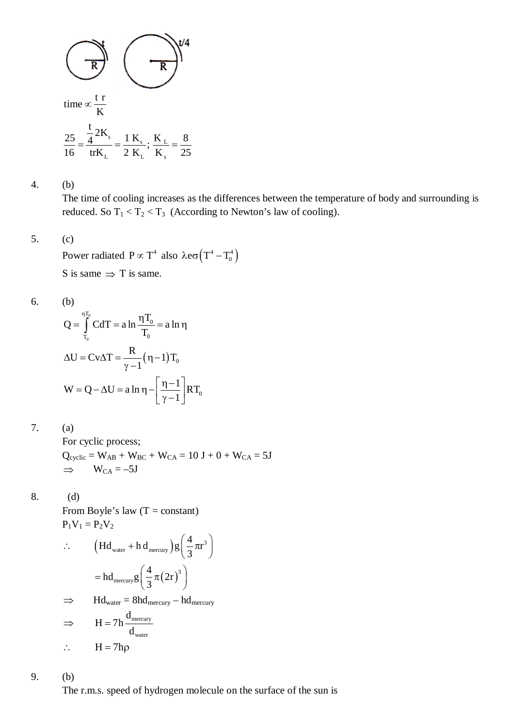$$\text{time} \propto \frac{t\ r}{K}$$

$$\frac{25}{16} = \frac{\frac{t}{4}2K_s}{trK_L} = \frac{1}{2}\frac{K_s}{K_L};\ \frac{K_L}{K_s} = \frac{8}{25}$$

4. (b)

The time of cooling increases as the differences between the temperature of body and surrounding is reduced. So $T_1 < T_2 < T_3$ (According to Newton's law of cooling).

5. (c)

Power radiated $P \propto T^4$ also $\lambda e\sigma\left(T^4 - T_0^4\right)$

S is same $\Rightarrow$ T is same.

6. (b)

$$Q = \int_{T_0}^{\eta T_0} CdT = a\ln\frac{\eta T_0}{T_0} = a\ln\eta$$

$$\Delta U = Cv\Delta T = \frac{R}{\gamma - 1}(\eta - 1)T_0$$

$$W = Q - \Delta U = a\ln\eta - \left[\frac{\eta - 1}{\gamma - 1}\right]RT_0$$

7. (a)

For cyclic process;

$Q_{cyclic} = W_{AB} + W_{BC} + W_{CA} = 10\text{ J} + 0 + W_{CA} = 5\text{J}$

$\Rightarrow \quad W_{CA} = -5\text{J}$

8. (d)

From Boyle's law (T = constant)

$P_1V_1 = P_2V_2$

$$\therefore \quad \left(Hd_{water} + h\,d_{mercury}\right)g\left(\frac{4}{3}\pi r^3\right)$$

$$= hd_{mercury}g\left(\frac{4}{3}\pi(2r)^3\right)$$

$\Rightarrow \quad Hd_{water} = 8hd_{mercury} - hd_{mercury}$

$$\Rightarrow \quad H = 7h\frac{d_{mercury}}{d_{water}}$$

$\therefore \quad H = 7h\rho$

9. (b)

The r.m.s. speed of hydrogen molecule on the surface of the sun is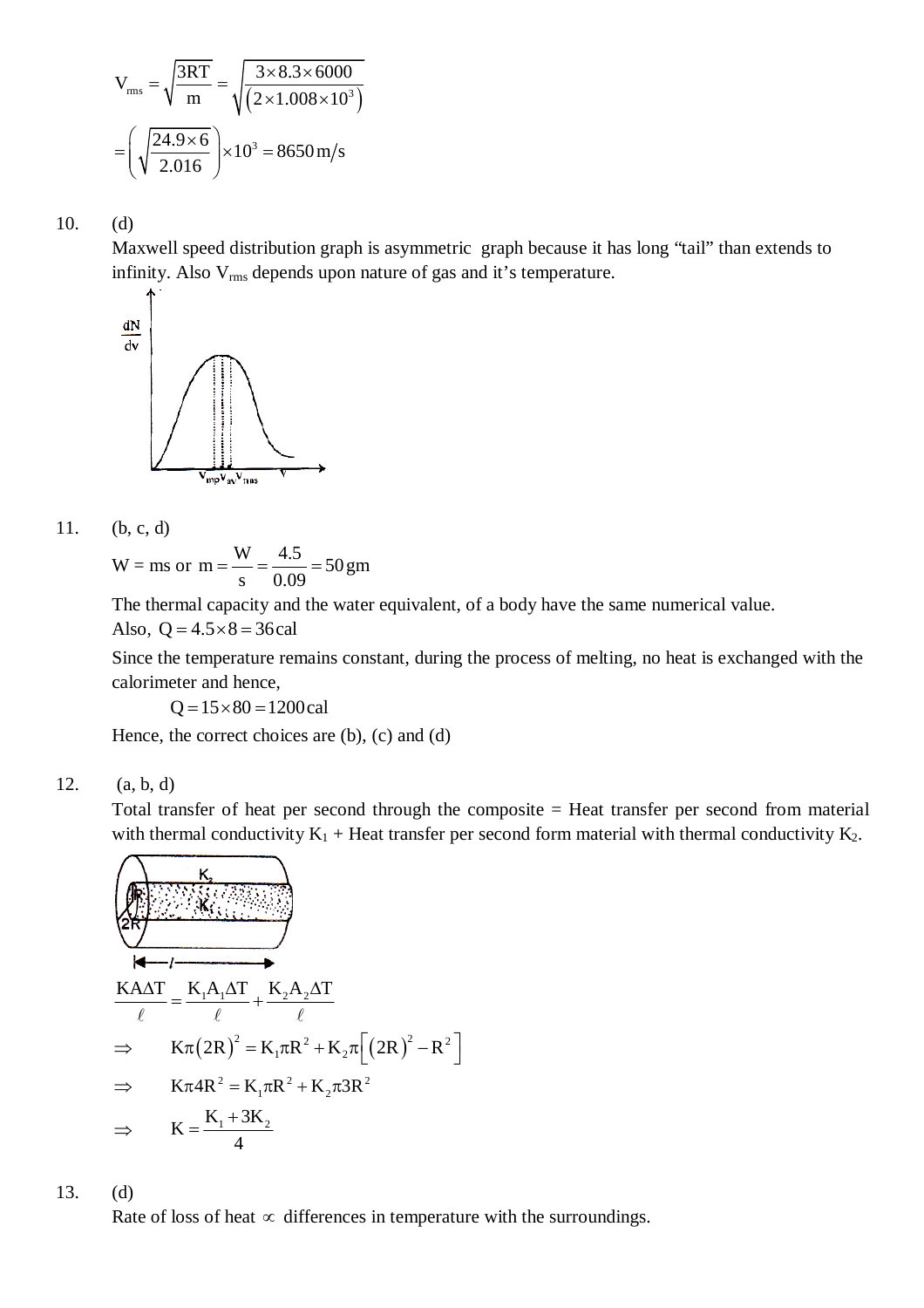$$V_{rms} = \sqrt{\frac{3RT}{m}} = \sqrt{\frac{3 \times 8.3 \times 6000}{\left(2 \times 1.008 \times 10^3\right)}}$$

$$= \left(\sqrt{\frac{24.9 \times 6}{2.016}}\right) \times 10^3 = 8650\,\text{m/s}$$

10. (d)

Maxwell speed distribution graph is asymmetric graph because it has long "tail" than extends to infinity. Also $V_{rms}$ depends upon nature of gas and it's temperature.

11. (b, c, d)

$W = ms$ or $m = \frac{W}{s} = \frac{4.5}{0.09} = 50\,\text{gm}$

The thermal capacity and the water equivalent, of a body have the same numerical value.

Also, $Q = 4.5 \times 8 = 36\,\text{cal}$

Since the temperature remains constant, during the process of melting, no heat is exchanged with the calorimeter and hence,

$$Q = 15 \times 80 = 1200\,\text{cal}$$

Hence, the correct choices are (b), (c) and (d)

12. (a, b, d)

Total transfer of heat per second through the composite = Heat transfer per second from material with thermal conductivity $K_1$ + Heat transfer per second form material with thermal conductivity $K_2$.

$$\frac{KA\Delta T}{\ell} = \frac{K_1 A_1 \Delta T}{\ell} + \frac{K_2 A_2 \Delta T}{\ell}$$

$$\Rightarrow \quad K\pi(2R)^2 = K_1 \pi R^2 + K_2 \pi\left[(2R)^2 - R^2\right]$$

$$\Rightarrow \quad K\pi 4R^2 = K_1 \pi R^2 + K_2 \pi 3R^2$$

$$\Rightarrow \quad K = \frac{K_1 + 3K_2}{4}$$

13. (d)

Rate of loss of heat $\propto$ differences in temperature with the surroundings.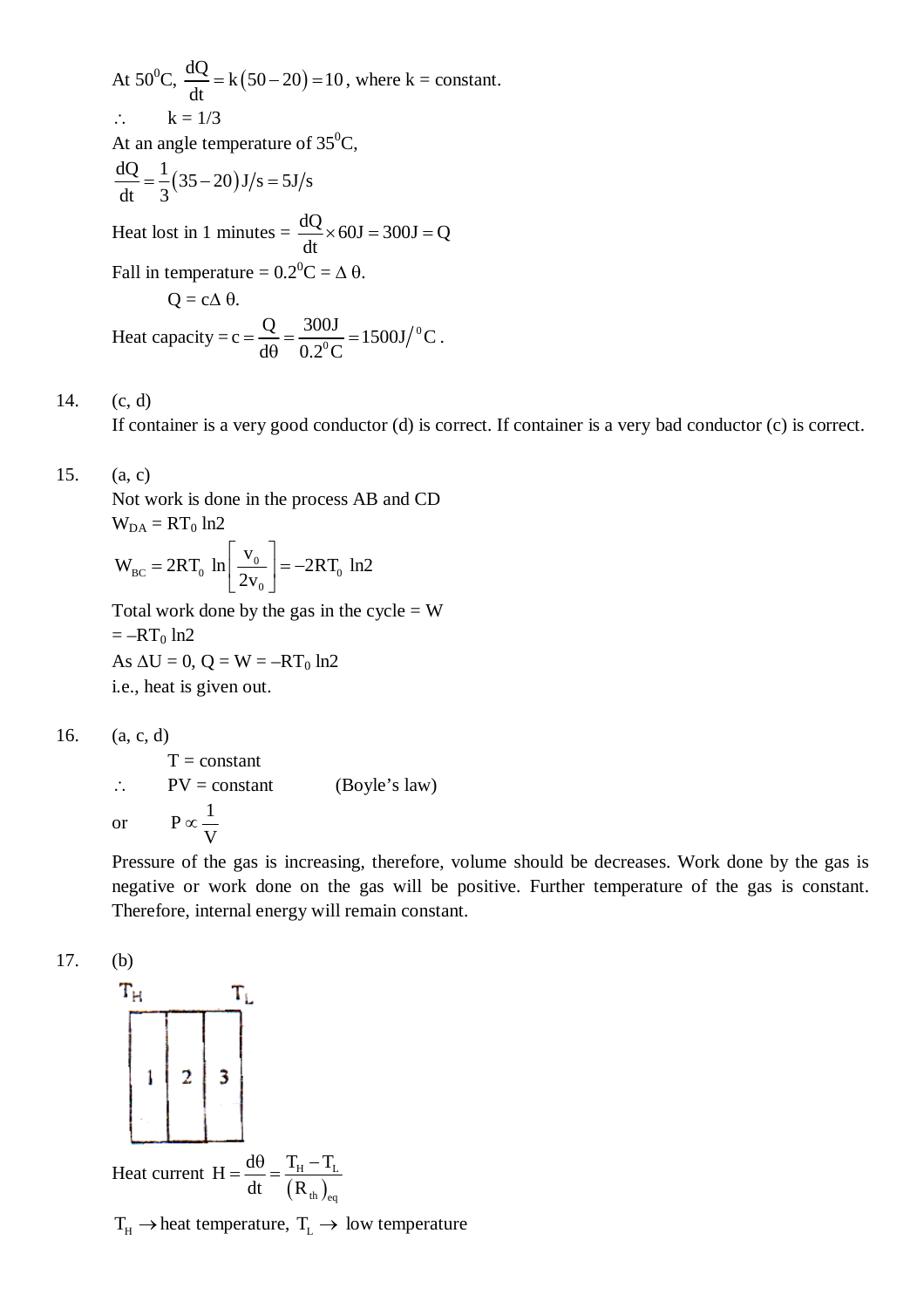At $50^0$C, $\frac{dQ}{dt} = k(50-20) = 10$, where k = constant.

$\therefore$ k = 1/3

At an angle temperature of $35^0$C,

$$\frac{dQ}{dt} = \frac{1}{3}(35-20)\,J/s = 5J/s$$

Heat lost in 1 minutes = $\frac{dQ}{dt} \times 60J = 300J = Q$

Fall in temperature = $0.2^0C = \Delta\theta$.

$Q = c\Delta\theta$.

Heat capacity = $c = \frac{Q}{d\theta} = \frac{300J}{0.2^0C} = 1500J/{}^0C$.

14. (c, d)

If container is a very good conductor (d) is correct. If container is a very bad conductor (c) is correct.

15. (a, c)

Not work is done in the process AB and CD

$W_{DA} = RT_0 \ln 2$

$$W_{BC} = 2RT_0 \ln\left[\frac{v_0}{2v_0}\right] = -2RT_0 \ln 2$$

Total work done by the gas in the cycle = W

$= -RT_0 \ln 2$

As $\Delta U = 0$, $Q = W = -RT_0 \ln 2$

i.e., heat is given out.

16. (a, c, d)

T = constant

$\therefore$ PV = constant (Boyle's law)

or $P \propto \frac{1}{V}$

Pressure of the gas is increasing, therefore, volume should be decreases. Work done by the gas is negative or work done on the gas will be positive. Further temperature of the gas is constant. Therefore, internal energy will remain constant.

17. (b)

$T_H$ $T_L$

| 1 | 2 | 3 |
|---|---|---|

Heat current $H = \frac{d\theta}{dt} = \frac{T_H - T_L}{(R_{th})_{eq}}$

$T_H \rightarrow$ heat temperature, $T_L \rightarrow$ low temperature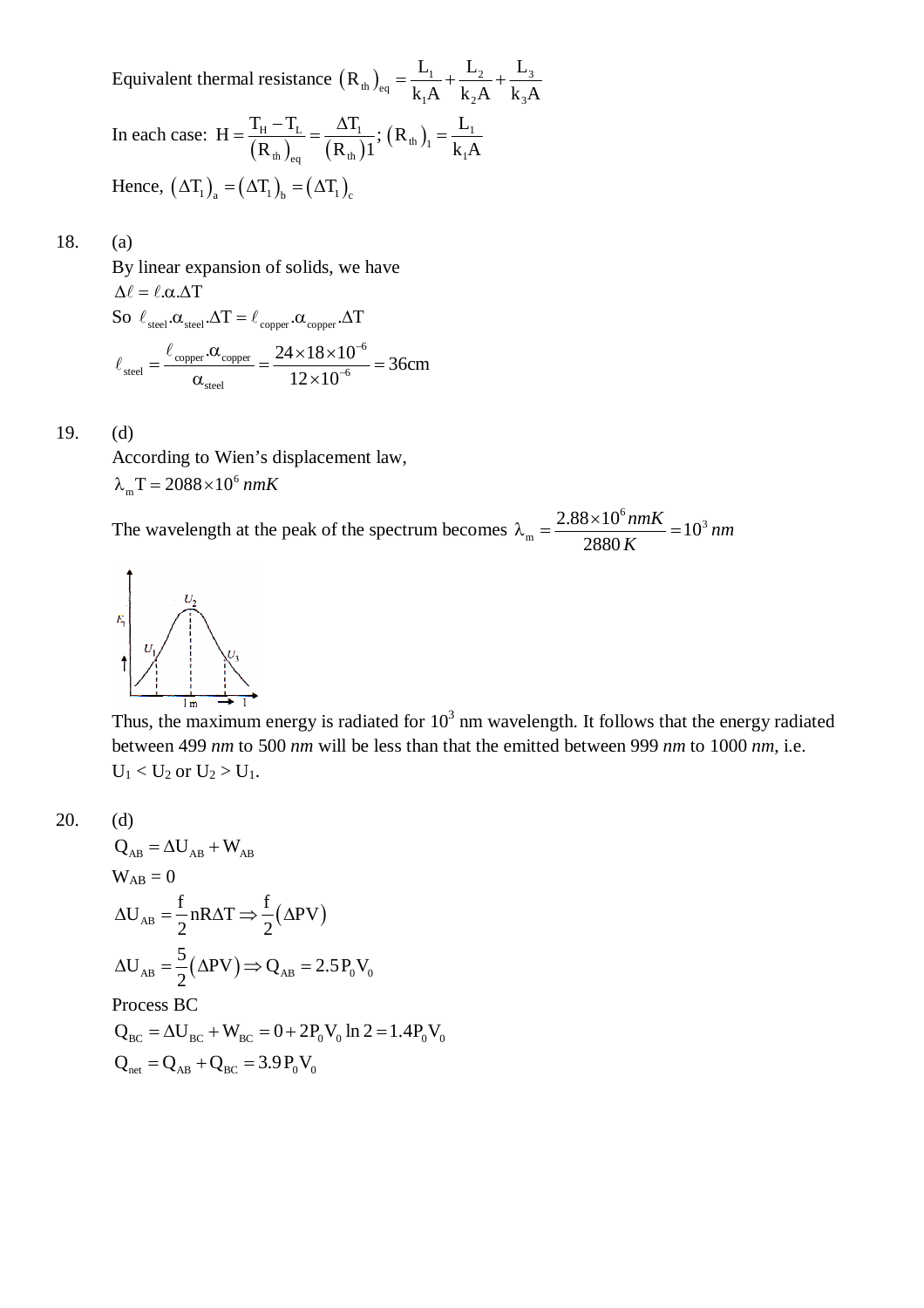Equivalent thermal resistance $\left(R_{th}\right)_{eq} = \frac{L_1}{k_1 A} + \frac{L_2}{k_2 A} + \frac{L_3}{k_3 A}$

In each case: $H = \frac{T_H - T_L}{\left(R_{th}\right)_{eq}} = \frac{\Delta T_1}{\left(R_{th}\right)1}; \left(R_{th}\right)_1 = \frac{L_1}{k_1 A}$

Hence, $\left(\Delta T_1\right)_a = \left(\Delta T_1\right)_b = \left(\Delta T_1\right)_c$

18. (a)

By linear expansion of solids, we have

$\Delta \ell = \ell . \alpha . \Delta T$

So $\ell_{steel} . \alpha_{steel} . \Delta T = \ell_{copper} . \alpha_{copper} . \Delta T$

$$\ell_{steel} = \frac{\ell_{copper} . \alpha_{copper}}{\alpha_{steel}} = \frac{24 \times 18 \times 10^{-6}}{12 \times 10^{-6}} = 36\text{cm}$$

19. (d)

According to Wien's displacement law,

$\lambda_m T = 2088 \times 10^6 \, nmK$

The wavelength at the peak of the spectrum becomes $\lambda_m = \frac{2.88 \times 10^6 \, nmK}{2880 \, K} = 10^3 \, nm$

Thus, the maximum energy is radiated for $10^3$ nm wavelength. It follows that the energy radiated between 499 *nm* to 500 *nm* will be less than that the emitted between 999 *nm* to 1000 *nm*, i.e. $U_1 < U_2$ or $U_2 > U_1$.

20. (d)

$Q_{AB} = \Delta U_{AB} + W_{AB}$

$W_{AB} = 0$

$$\Delta U_{AB} = \frac{f}{2} nR\Delta T \Rightarrow \frac{f}{2}\left(\Delta PV\right)$$

$$\Delta U_{AB} = \frac{5}{2}\left(\Delta PV\right) \Rightarrow Q_{AB} = 2.5 P_0 V_0$$

Process BC

$Q_{BC} = \Delta U_{BC} + W_{BC} = 0 + 2P_0 V_0 \ln 2 = 1.4 P_0 V_0$

$Q_{net} = Q_{AB} + Q_{BC} = 3.9 P_0 V_0$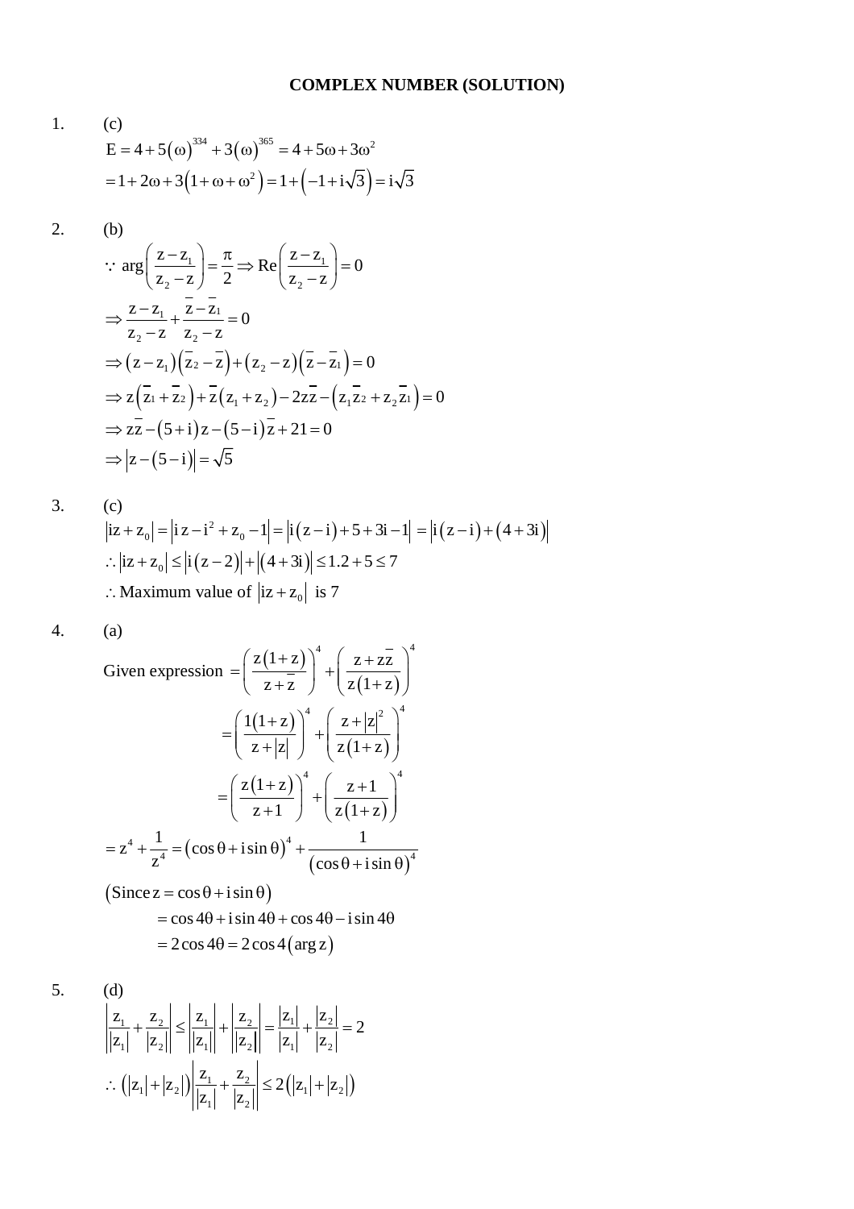# COMPLEX NUMBER (SOLUTION)

1. (c)

$$E = 4 + 5(\omega)^{334} + 3(\omega)^{365} = 4 + 5\omega + 3\omega^2$$

$$= 1 + 2\omega + 3(1 + \omega + \omega^2) = 1 + \left(-1 + i\sqrt{3}\right) = i\sqrt{3}$$

2. (b)

$$\because \arg\left(\frac{z - z_1}{z_2 - z}\right) = \frac{\pi}{2} \Rightarrow \text{Re}\left(\frac{z - z_1}{z_2 - z}\right) = 0$$

$$\Rightarrow \frac{z - z_1}{z_2 - z} + \frac{\bar{z} - \bar{z}_1}{\bar{z}_2 - \bar{z}} = 0$$

$$\Rightarrow (z - z_1)(\bar{z}_2 - \bar{z}) + (z_2 - z)(\bar{z} - \bar{z}_1) = 0$$

$$\Rightarrow z(\bar{z}_1 + \bar{z}_2) + \bar{z}(z_1 + z_2) - 2z\bar{z} - (z_1\bar{z}_2 + z_2\bar{z}_1) = 0$$

$$\Rightarrow z\bar{z} - (5 + i)z - (5 - i)\bar{z} + 21 = 0$$

$$\Rightarrow |z - (5 - i)| = \sqrt{5}$$

3. (c)

$$|iz + z_0| = |iz - i^2 + z_0 - 1| = |i(z - i) + 5 + 3i - 1| = |i(z - i) + (4 + 3i)|$$

$$\therefore |iz + z_0| \le |i(z - 2)| + |(4 + 3i)| \le 1.2 + 5 \le 7$$

$\therefore$ Maximum value of $|iz + z_0|$ is 7

4. (a)

$$\text{Given expression } = \left(\frac{z(1+z)}{z + \bar{z}}\right)^4 + \left(\frac{z + z\bar{z}}{z(1+z)}\right)^4$$

$$= \left(\frac{1(1+z)}{z + |z|}\right)^4 + \left(\frac{z + |z|^2}{z(1+z)}\right)^4$$

$$= \left(\frac{z(1+z)}{z+1}\right)^4 + \left(\frac{z+1}{z(1+z)}\right)^4$$

$$= z^4 + \frac{1}{z^4} = (\cos\theta + i\sin\theta)^4 + \frac{1}{(\cos\theta + i\sin\theta)^4}$$

$(\text{Since } z = \cos\theta + i\sin\theta)$

$$= \cos 4\theta + i\sin 4\theta + \cos 4\theta - i\sin 4\theta$$

$$= 2\cos 4\theta = 2\cos 4(\arg z)$$

5. (d)

$$\left|\frac{z_1}{|z_1|} + \frac{z_2}{|z_2|}\right| \le \left|\frac{z_1}{|z_1|}\right| + \left|\frac{z_2}{|z_2|}\right| = \frac{|z_1|}{|z_1|} + \frac{|z_2|}{|z_2|} = 2$$

$$\therefore (|z_1| + |z_2|)\left|\frac{z_1}{|z_1|} + \frac{z_2}{|z_2|}\right| \le 2(|z_1| + |z_2|)$$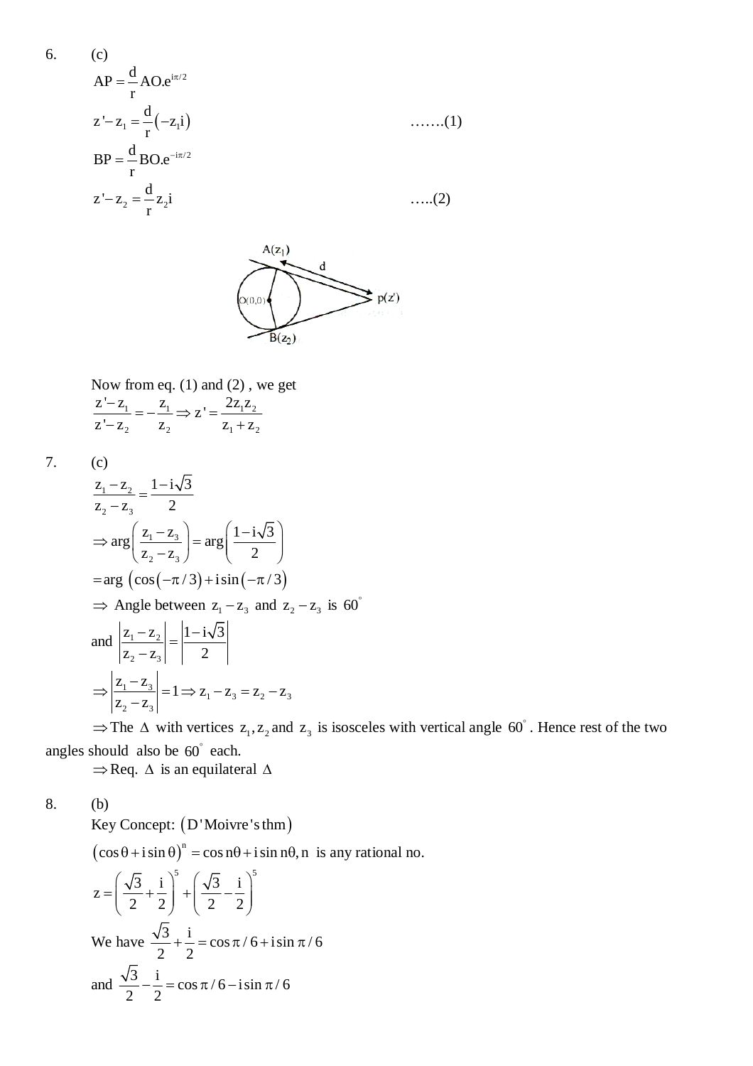6. (c)

$$AP = \frac{d}{r} AO.e^{i\pi/2}$$

$$z' - z_1 = \frac{d}{r}(-z_1 i) \qquad \text{…….(1)}$$

$$BP = \frac{d}{r} BO.e^{-i\pi/2}$$

$$z' - z_2 = \frac{d}{r} z_2 i \qquad \text{…..(2)}$$

Now from eq. (1) and (2) , we get

$$\frac{z' - z_1}{z' - z_2} = -\frac{z_1}{z_2} \Rightarrow z' = \frac{2z_1 z_2}{z_1 + z_2}$$

7. (c)

$$\frac{z_1 - z_2}{z_2 - z_3} = \frac{1 - i\sqrt{3}}{2}$$

$$\Rightarrow \arg\left(\frac{z_1 - z_3}{z_2 - z_3}\right) = \arg\left(\frac{1 - i\sqrt{3}}{2}\right)$$

$$= \arg\left(\cos(-\pi/3) + i\sin(-\pi/3)\right)$$

$\Rightarrow$ Angle between $z_1 - z_3$ and $z_2 - z_3$ is $60^\circ$

and $\left|\frac{z_1 - z_2}{z_2 - z_3}\right| = \left|\frac{1 - i\sqrt{3}}{2}\right|$

$$\Rightarrow \left|\frac{z_1 - z_3}{z_2 - z_3}\right| = 1 \Rightarrow z_1 - z_3 = z_2 - z_3$$

$\Rightarrow$ The $\Delta$ with vertices $z_1, z_2$ and $z_3$ is isosceles with vertical angle $60^\circ$. Hence rest of the two angles should also be $60^\circ$ each.

$\Rightarrow$ Req. $\Delta$ is an equilateral $\Delta$

8. (b)

Key Concept: (D'Moivre's thm)

$(\cos\theta + i\sin\theta)^n = \cos n\theta + i\sin n\theta, n$ is any rational no.

$$z = \left(\frac{\sqrt{3}}{2} + \frac{i}{2}\right)^5 + \left(\frac{\sqrt{3}}{2} - \frac{i}{2}\right)^5$$

We have $\frac{\sqrt{3}}{2} + \frac{i}{2} = \cos\pi/6 + i\sin\pi/6$

and $\frac{\sqrt{3}}{2} - \frac{i}{2} = \cos\pi/6 - i\sin\pi/6$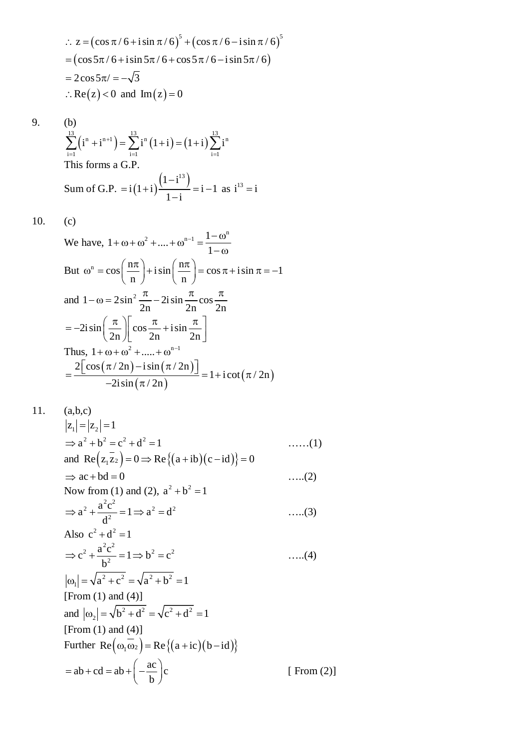$\therefore\ z = \left(\cos\pi/6 + i\sin\pi/6\right)^5 + \left(\cos\pi/6 - i\sin\pi/6\right)^5$

$= \left(\cos 5\pi/6 + i\sin 5\pi/6 + \cos 5\pi/6 - i\sin 5\pi/6\right)$

$= 2\cos 5\pi/ = -\sqrt{3}$

$\therefore \operatorname{Re}(z) < 0$ and $\operatorname{Im}(z) = 0$

9. (b)

$\sum_{i=1}^{13}\left(i^n + i^{n+1}\right) = \sum_{i=1}^{13} i^n(1+i) = (1+i)\sum_{i=1}^{13} i^n$

This forms a G.P.

Sum of G.P. $= i(1+i)\dfrac{\left(1-i^{13}\right)}{1-i} = i - 1$ as $i^{13} = i$

10. (c)

We have, $1 + \omega + \omega^2 + \ldots. + \omega^{n-1} = \dfrac{1-\omega^n}{1-\omega}$

But $\omega^n = \cos\left(\dfrac{n\pi}{n}\right) + i\sin\left(\dfrac{n\pi}{n}\right) = \cos\pi + i\sin\pi = -1$

and $1 - \omega = 2\sin^2\dfrac{\pi}{2n} - 2i\sin\dfrac{\pi}{2n}\cos\dfrac{\pi}{2n}$

$= -2i\sin\left(\dfrac{\pi}{2n}\right)\left[\cos\dfrac{\pi}{2n} + i\sin\dfrac{\pi}{2n}\right]$

Thus, $1 + \omega + \omega^2 + \ldots.. + \omega^{n-1}$

$= \dfrac{2\left[\cos(\pi/2n) - i\sin(\pi/2n)\right]}{-2i\sin(\pi/2n)} = 1 + i\cot(\pi/2n)$

11. (a,b,c)

$|z_1| = |z_2| = 1$

$\Rightarrow a^2 + b^2 = c^2 + d^2 = 1$ ……(1)

and $\operatorname{Re}\left(z_1\overline{z_2}\right) = 0 \Rightarrow \operatorname{Re}\left\{(a+ib)(c-id)\right\} = 0$

$\Rightarrow ac + bd = 0$ …..(2)

Now from (1) and (2), $a^2 + b^2 = 1$

$\Rightarrow a^2 + \dfrac{a^2c^2}{d^2} = 1 \Rightarrow a^2 = d^2$ …..(3)

Also $c^2 + d^2 = 1$

$\Rightarrow c^2 + \dfrac{a^2c^2}{b^2} = 1 \Rightarrow b^2 = c^2$ …..(4)

$|\omega_1| = \sqrt{a^2 + c^2} = \sqrt{a^2 + b^2} = 1$

[From (1) and (4)]

and $|\omega_2| = \sqrt{b^2 + d^2} = \sqrt{c^2 + d^2} = 1$

[From (1) and (4)]

Further $\operatorname{Re}\left(\omega_1\overline{\omega_2}\right) = \operatorname{Re}\left\{(a+ic)(b-id)\right\}$

$= ab + cd = ab + \left(-\dfrac{ac}{b}\right)c$ [ From (2)]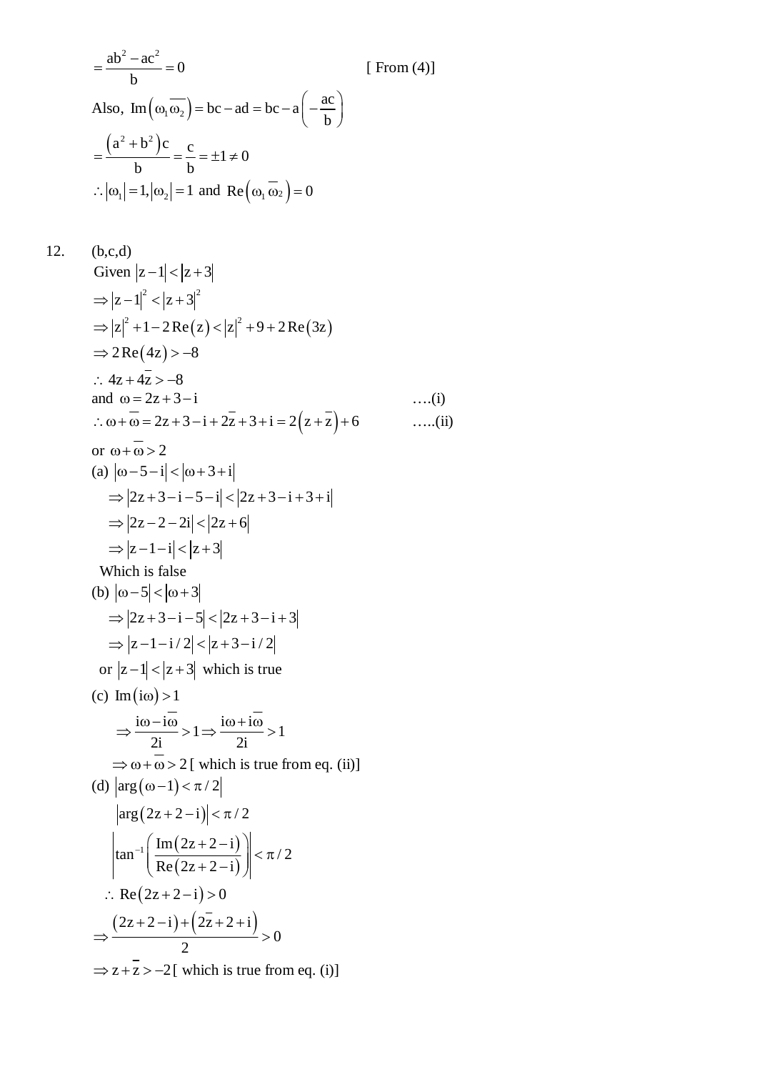$$= \frac{ab^2 - ac^2}{b} = 0 \qquad \text{[ From (4)]}$$

Also, $\text{Im}\left(\omega_1 \overline{\omega_2}\right) = bc - ad = bc - a\left(-\frac{ac}{b}\right)$

$$= \frac{\left(a^2 + b^2\right)c}{b} = \frac{c}{b} = \pm 1 \neq 0$$

$\therefore |\omega_1| = 1, |\omega_2| = 1$ and $\text{Re}\left(\omega_1 \overline{\omega_2}\right) = 0$

12. (b,c,d)

Given $|z-1| < |z+3|$

$\Rightarrow |z-1|^2 < |z+3|^2$

$\Rightarrow |z|^2 + 1 - 2\,\text{Re}(z) < |z|^2 + 9 + 2\,\text{Re}(3z)$

$\Rightarrow 2\,\text{Re}(4z) > -8$

$\therefore 4z + 4\overline{z} > -8$

and $\omega = 2z + 3 - i$ ....(i)

$\therefore \omega + \overline{\omega} = 2z + 3 - i + 2\overline{z} + 3 + i = 2\left(z + \overline{z}\right) + 6$ .....(ii)

or $\omega + \overline{\omega} > 2$

(a) $|\omega - 5 - i| < |\omega + 3 + i|$

$\Rightarrow |2z + 3 - i - 5 - i| < |2z + 3 - i + 3 + i|$

$\Rightarrow |2z - 2 - 2i| < |2z + 6|$

$\Rightarrow |z - 1 - i| < |z + 3|$

Which is false

(b) $|\omega - 5| < |\omega + 3|$

$\Rightarrow |2z + 3 - i - 5| < |2z + 3 - i + 3|$

$\Rightarrow |z - 1 - i/2| < |z + 3 - i/2|$

or $|z-1| < |z+3|$ which is true

(c) $\text{Im}(i\omega) > 1$

$\Rightarrow \frac{i\omega - i\overline{\omega}}{2i} > 1 \Rightarrow \frac{i\omega + i\overline{\omega}}{2i} > 1$

$\Rightarrow \omega + \overline{\omega} > 2$ [ which is true from eq. (ii)]

(d) $|\arg(\omega - 1) < \pi/2|$

$|\arg(2z + 2 - i)| < \pi/2$

$\left|\tan^{-1}\left(\frac{\text{Im}(2z + 2 - i)}{\text{Re}(2z + 2 - i)}\right)\right| < \pi/2$

$\therefore \text{Re}(2z + 2 - i) > 0$

$\Rightarrow \frac{(2z + 2 - i) + \left(2\overline{z} + 2 + i\right)}{2} > 0$

$\Rightarrow z + \overline{z} > -2$ [ which is true from eq. (i)]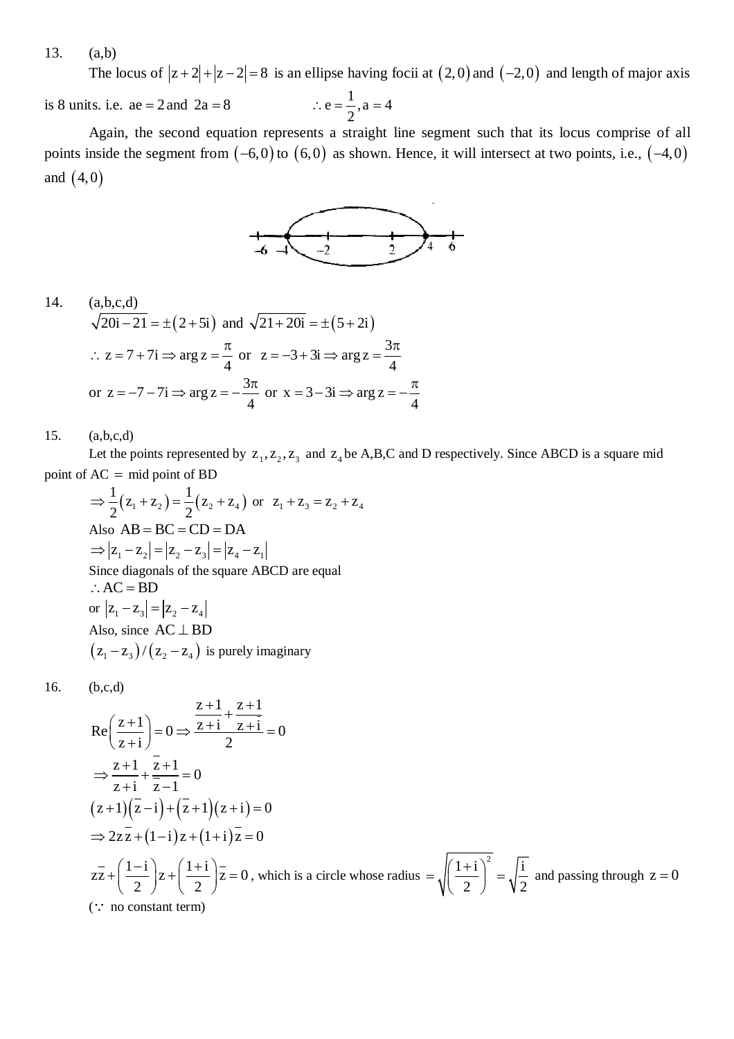13. (a,b)

The locus of $|z+2|+|z-2|=8$ is an ellipse having focii at $(2,0)$ and $(-2,0)$ and length of major axis is 8 units. i.e. $ae=2$ and $2a=8$ $\quad\quad \therefore e=\dfrac{1}{2}, a=4$

Again, the second equation represents a straight line segment such that its locus comprise of all points inside the segment from $(-6,0)$ to $(6,0)$ as shown. Hence, it will intersect at two points, i.e., $(-4,0)$ and $(4,0)$

14. (a,b,c,d)

$$\sqrt{20i-21}=\pm(2+5i) \text{ and } \sqrt{21+20i}=\pm(5+2i)$$

$$\therefore\ z=7+7i \Rightarrow \arg z=\frac{\pi}{4} \text{ or } z=-3+3i \Rightarrow \arg z=\frac{3\pi}{4}$$

$$\text{or } z=-7-7i \Rightarrow \arg z=-\frac{3\pi}{4} \text{ or } x=3-3i \Rightarrow \arg z=-\frac{\pi}{4}$$

15. (a,b,c,d)

Let the points represented by $z_1, z_2, z_3$ and $z_4$ be A,B,C and D respectively. Since ABCD is a square mid point of AC $=$ mid point of BD

$$\Rightarrow \frac{1}{2}(z_1+z_2)=\frac{1}{2}(z_2+z_4) \text{ or } z_1+z_3=z_2+z_4$$

Also $AB=BC=CD=DA$

$$\Rightarrow |z_1-z_2|=|z_2-z_3|=|z_4-z_1|$$

Since diagonals of the square ABCD are equal

$\therefore AC=BD$

or $|z_1-z_3|=|z_2-z_4|$

Also, since $AC \perp BD$

$(z_1-z_3)/(z_2-z_4)$ is purely imaginary

16. (b,c,d)

$$\text{Re}\left(\frac{z+1}{z+i}\right)=0 \Rightarrow \frac{\dfrac{z+1}{z+i}+\dfrac{\overline{z+1}}{\overline{z+i}}}{2}=0$$

$$\Rightarrow \frac{z+1}{z+i}+\frac{\bar{z}+1}{\bar{z}-1}=0$$

$$(z+1)(\bar{z}-i)+(\bar{z}+1)(z+i)=0$$

$$\Rightarrow 2z\bar{z}+(1-i)z+(1+i)\bar{z}=0$$

$z\bar{z}+\left(\dfrac{1-i}{2}\right)z+\left(\dfrac{1+i}{2}\right)\bar{z}=0$, which is a circle whose radius $=\sqrt{\left(\dfrac{1+i}{2}\right)^2}=\sqrt{\dfrac{i}{2}}$ and passing through $z=0$

($\because$ no constant term)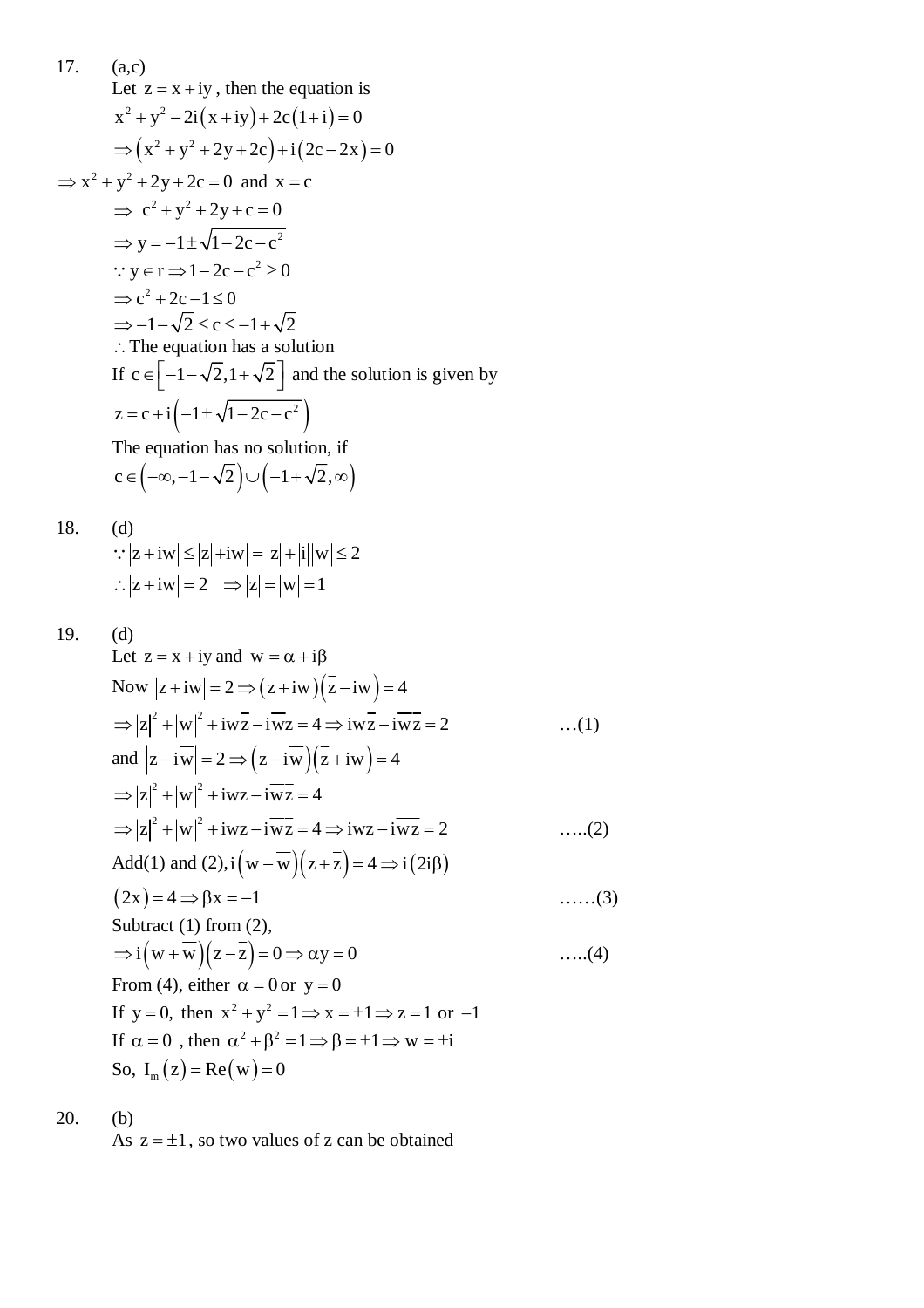17. (a,c)

Let $z = x + iy$, then the equation is

$x^2 + y^2 - 2i(x + iy) + 2c(1 + i) = 0$

$\Rightarrow (x^2 + y^2 + 2y + 2c) + i(2c - 2x) = 0$

$\Rightarrow x^2 + y^2 + 2y + 2c = 0$ and $x = c$

$\Rightarrow c^2 + y^2 + 2y + c = 0$

$\Rightarrow y = -1 \pm \sqrt{1 - 2c - c^2}$

$\because y \in r \Rightarrow 1 - 2c - c^2 \geq 0$

$\Rightarrow c^2 + 2c - 1 \leq 0$

$\Rightarrow -1 - \sqrt{2} \leq c \leq -1 + \sqrt{2}$

$\therefore$ The equation has a solution

If $c \in \left[-1 - \sqrt{2}, 1 + \sqrt{2}\right]$ and the solution is given by

$z = c + i\left(-1 \pm \sqrt{1 - 2c - c^2}\right)$

The equation has no solution, if

$c \in \left(-\infty, -1 - \sqrt{2}\right) \cup \left(-1 + \sqrt{2}, \infty\right)$

18. (d)

$\because |z + iw| \leq |z| + |iw| = |z| + |i||w| \leq 2$

$\therefore |z + iw| = 2 \quad \Rightarrow |z| = |w| = 1$

19. (d)

Let $z = x + iy$ and $w = \alpha + i\beta$

Now $|z + iw| = 2 \Rightarrow (z + iw)(\bar{z} - i\bar{w}) = 4$

$\Rightarrow |z|^2 + |w|^2 + iw\bar{z} - i\overline{w}\overline{z} = 4 \Rightarrow iw\bar{z} - i\overline{w}\overline{z} = 2$ …(1)

and $|z - i\bar{w}| = 2 \Rightarrow (z - i\bar{w})(\bar{z} + iw) = 4$

$\Rightarrow |z|^2 + |w|^2 + iwz - i\overline{w}\overline{z} = 4$

$\Rightarrow |z|^2 + |w|^2 + iwz - i\overline{w}\overline{z} = 4 \Rightarrow iwz - i\overline{w}\overline{z} = 2$ …..(2)

Add(1) and (2), $i(w - \bar{w})(z + \bar{z}) = 4 \Rightarrow i(2i\beta)$

$(2x) = 4 \Rightarrow \beta x = -1$ ……(3)

Subtract (1) from (2),

$\Rightarrow i(w + \bar{w})(z - \bar{z}) = 0 \Rightarrow \alpha y = 0$ …..(4)

From (4), either $\alpha = 0$ or $y = 0$

If $y = 0$, then $x^2 + y^2 = 1 \Rightarrow x = \pm 1 \Rightarrow z = 1$ or $-1$

If $\alpha = 0$, then $\alpha^2 + \beta^2 = 1 \Rightarrow \beta = \pm 1 \Rightarrow w = \pm i$

So, $I_m(z) = \text{Re}(w) = 0$

20. (b)

As $z = \pm 1$, so two values of z can be obtained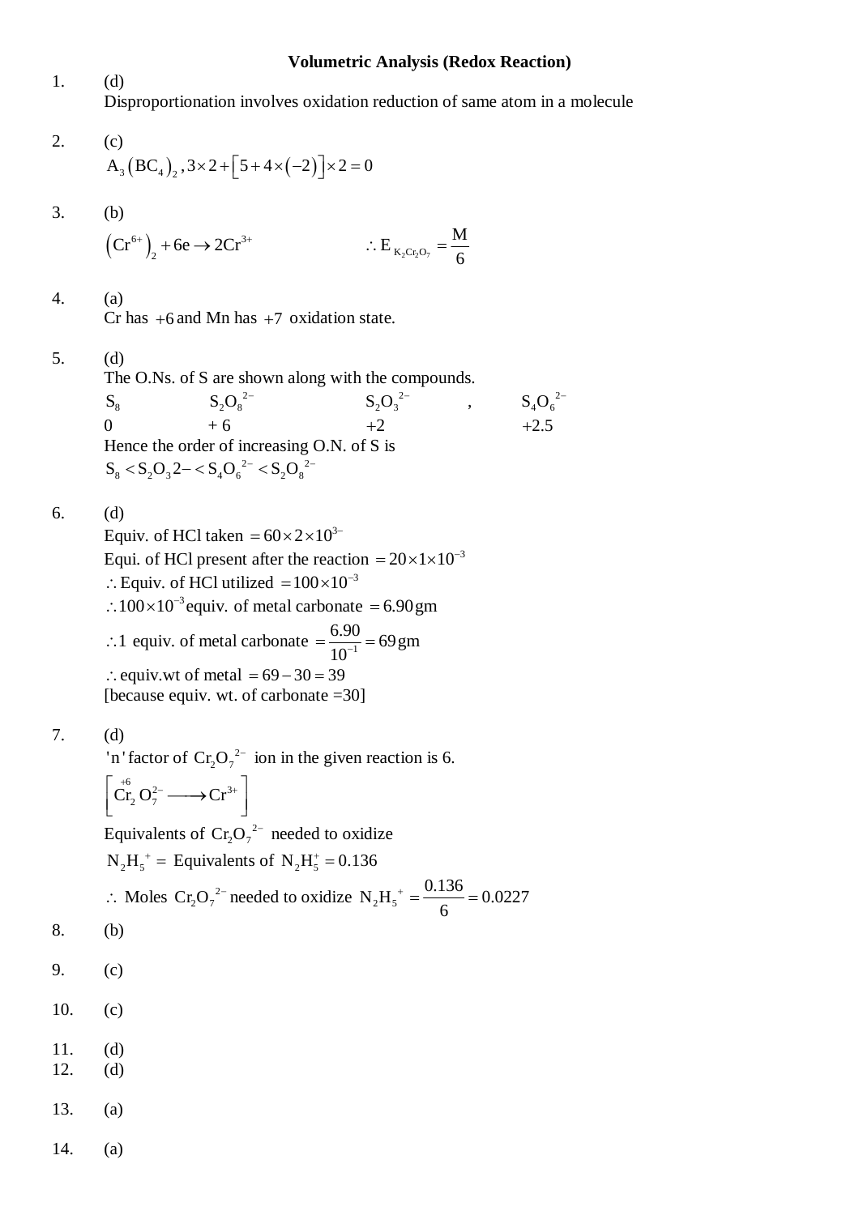## Volumetric Analysis (Redox Reaction)

1. (d)

   Disproportionation involves oxidation reduction of same atom in a molecule

2. (c)

   $A_3\left(BC_4\right)_2, 3\times 2+\left[5+4\times\left(-2\right)\right]\times 2=0$

3. (b)

   $\left(Cr^{6+}\right)_2+6e\rightarrow 2Cr^{3+}$ $\qquad \therefore E_{K_2Cr_2O_7}=\dfrac{M}{6}$

4. (a)

   Cr has $+6$ and Mn has $+7$ oxidation state.

5. (d)

   The O.Ns. of S are shown along with the compounds.

   | $S_8$ | $S_2O_8^{2-}$ | $S_2O_3^{2-}$ , | $S_4O_6^{2-}$ |
   |---|---|---|---|
   | 0 | + 6 | +2 | +2.5 |

   Hence the order of increasing O.N. of S is

   $S_8<S_2O_3 2-<S_4O_6^{2-}<S_2O_8^{2-}$

6. (d)

   Equiv. of HCl taken $=60\times 2\times 10^{3-}$

   Equi. of HCl present after the reaction $=20\times 1\times 10^{-3}$

   $\therefore$ Equiv. of HCl utilized $=100\times 10^{-3}$

   $\therefore 100\times 10^{-3}$ equiv. of metal carbonate $=6.90\,gm$

   $\therefore 1$ equiv. of metal carbonate $=\dfrac{6.90}{10^{-1}}=69\,gm$

   $\therefore$ equiv.wt of metal $=69-30=39$

   [because equiv. wt. of carbonate =30]

7. (d)

   'n' factor of $Cr_2O_7^{2-}$ ion in the given reaction is 6.

   $\left[\overset{+6}{Cr_2}O_7^{2-}\longrightarrow Cr^{3+}\right]$

   Equivalents of $Cr_2O_7^{2-}$ needed to oxidize

   $N_2H_5^+=$ Equivalents of $N_2H_5^+=0.136$

   $\therefore$ Moles $Cr_2O_7^{2-}$ needed to oxidize $N_2H_5^+=\dfrac{0.136}{6}=0.0227$

8. (b)

9. (c)

10. (c)

11. (d)

12. (d)

13. (a)

14. (a)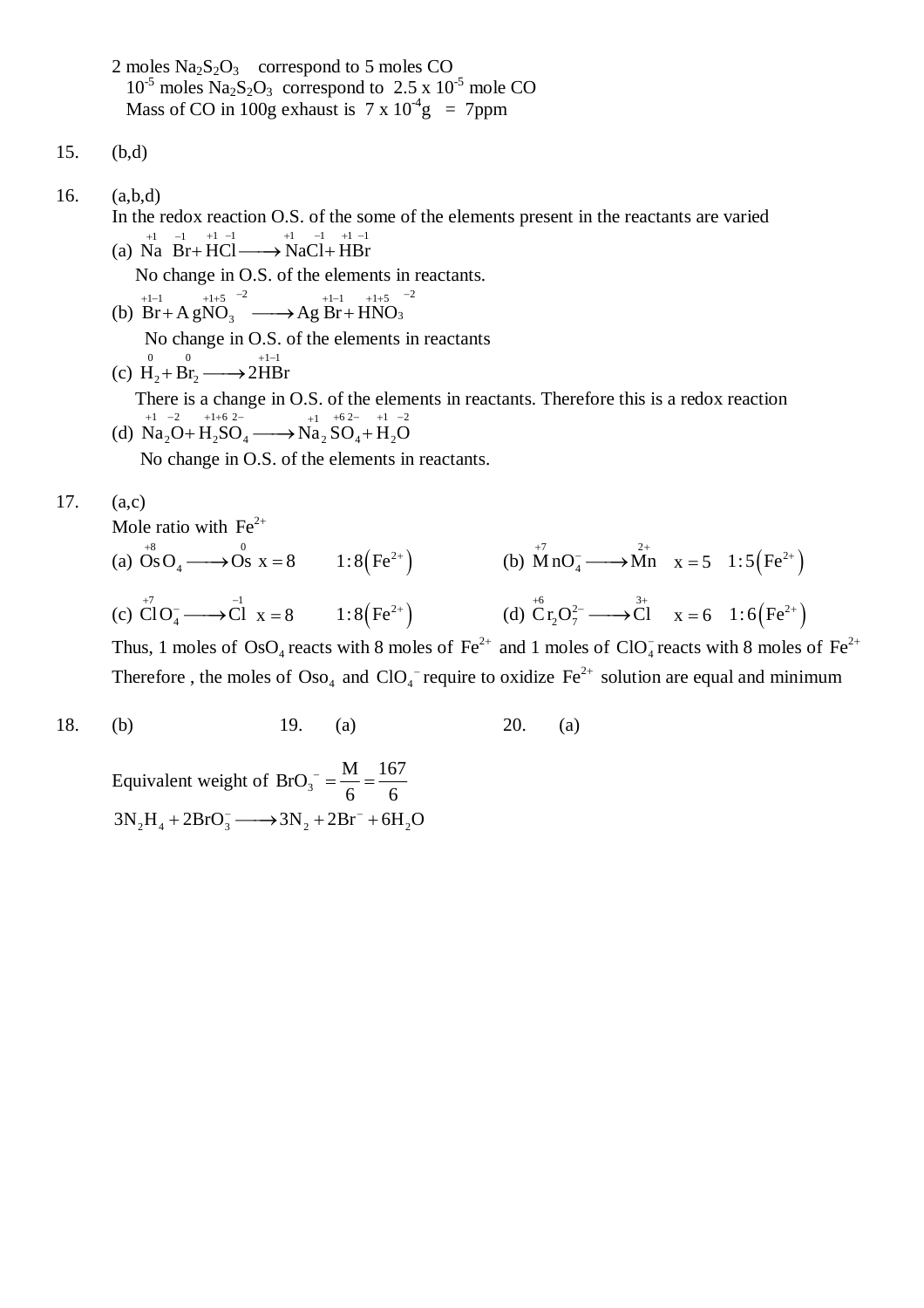2 moles $Na_2S_2O_3$ correspond to 5 moles CO

$10^{-5}$ moles $Na_2S_2O_3$ correspond to $2.5 \times 10^{-5}$ mole CO

Mass of CO in 100g exhaust is $7 \times 10^{-4}$g = 7ppm

15. (b,d)

16. (a,b,d)

In the redox reaction O.S. of the some of the elements present in the reactants are varied

(a) $\overset{+1}{Na}\overset{-1}{Br} + \overset{+1}{H}\overset{-1}{Cl} \longrightarrow \overset{+1}{Na}\overset{-1}{Cl} + \overset{+1}{H}\overset{-1}{Br}$

No change in O.S. of the elements in reactants.

(b) $\overset{+1-1}{Br} + \overset{+1+5}{A\,gN}\overset{-2}{O_3} \longrightarrow \overset{+1-1}{Ag\,Br} + \overset{+1+5}{HN}\overset{-2}{O_3}$

No change in O.S. of the elements in reactants

(c) $\overset{0}{H_2} + \overset{0}{Br_2} \longrightarrow 2\overset{+1-1}{HBr}$

There is a change in O.S. of the elements in reactants. Therefore this is a redox reaction

(d) $\overset{+1}{Na_2}\overset{-2}{O} + \overset{+1+6}{H_2S}\overset{2-}{O_4} \longrightarrow \overset{+1}{Na_2}\overset{+6}{S}\overset{2-}{O_4} + \overset{+1}{H_2}\overset{-2}{O}$

No change in O.S. of the elements in reactants.

17. (a,c)

Mole ratio with $Fe^{2+}$

(a) $\overset{+8}{Os}O_4 \longrightarrow \overset{0}{Os}$ $x = 8$ $1:8\left(Fe^{2+}\right)$

(b) $\overset{+7}{M}nO_4^- \longrightarrow \overset{2+}{Mn}$ $x = 5$ $1:5\left(Fe^{2+}\right)$

(c) $\overset{+7}{Cl}O_4^- \longrightarrow \overset{-1}{Cl}$ $x = 8$ $1:8\left(Fe^{2+}\right)$

(d) $\overset{+6}{C}r_2O_7^{2-} \longrightarrow \overset{3+}{Cl}$ $x = 6$ $1:6\left(Fe^{2+}\right)$

Thus, 1 moles of $OsO_4$ reacts with 8 moles of $Fe^{2+}$ and 1 moles of $ClO_4^-$ reacts with 8 moles of $Fe^{2+}$

Therefore , the moles of $Oso_4$ and $ClO_4^-$ require to oxidize $Fe^{2+}$ solution are equal and minimum

18. (b)

19. (a)

20. (a)

Equivalent weight of $BrO_3^- = \dfrac{M}{6} = \dfrac{167}{6}$

$$3N_2H_4 + 2BrO_3^- \longrightarrow 3N_2 + 2Br^- + 6H_2O$$